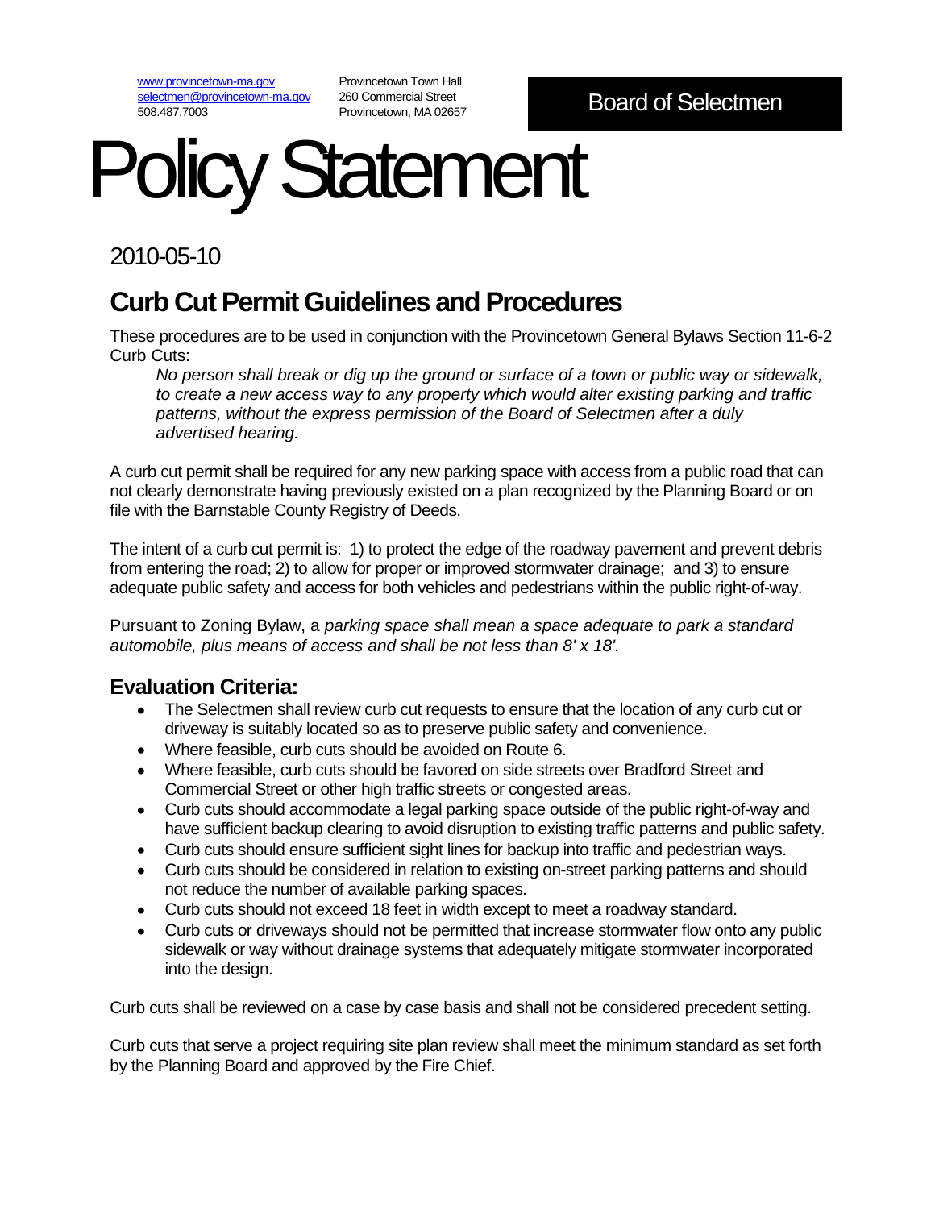www.provincetown-ma.gov
selectmen@provincetown-ma.gov
508.487.7003

Provincetown Town Hall
260 Commercial Street
Provincetown, MA 02657

Board of Selectmen

# Policy Statement

2010-05-10

## Curb Cut Permit Guidelines and Procedures

These procedures are to be used in conjunction with the Provincetown General Bylaws Section 11-6-2 Curb Cuts:

> *No person shall break or dig up the ground or surface of a town or public way or sidewalk, to create a new access way to any property which would alter existing parking and traffic patterns, without the express permission of the Board of Selectmen after a duly advertised hearing.*

A curb cut permit shall be required for any new parking space with access from a public road that can not clearly demonstrate having previously existed on a plan recognized by the Planning Board or on file with the Barnstable County Registry of Deeds.

The intent of a curb cut permit is: 1) to protect the edge of the roadway pavement and prevent debris from entering the road; 2) to allow for proper or improved stormwater drainage; and 3) to ensure adequate public safety and access for both vehicles and pedestrians within the public right-of-way.

Pursuant to Zoning Bylaw, a *parking space shall mean a space adequate to park a standard automobile, plus means of access and shall be not less than 8' x 18'.*

### Evaluation Criteria:

- The Selectmen shall review curb cut requests to ensure that the location of any curb cut or driveway is suitably located so as to preserve public safety and convenience.
- Where feasible, curb cuts should be avoided on Route 6.
- Where feasible, curb cuts should be favored on side streets over Bradford Street and Commercial Street or other high traffic streets or congested areas.
- Curb cuts should accommodate a legal parking space outside of the public right-of-way and have sufficient backup clearing to avoid disruption to existing traffic patterns and public safety.
- Curb cuts should ensure sufficient sight lines for backup into traffic and pedestrian ways.
- Curb cuts should be considered in relation to existing on-street parking patterns and should not reduce the number of available parking spaces.
- Curb cuts should not exceed 18 feet in width except to meet a roadway standard.
- Curb cuts or driveways should not be permitted that increase stormwater flow onto any public sidewalk or way without drainage systems that adequately mitigate stormwater incorporated into the design.

Curb cuts shall be reviewed on a case by case basis and shall not be considered precedent setting.

Curb cuts that serve a project requiring site plan review shall meet the minimum standard as set forth by the Planning Board and approved by the Fire Chief.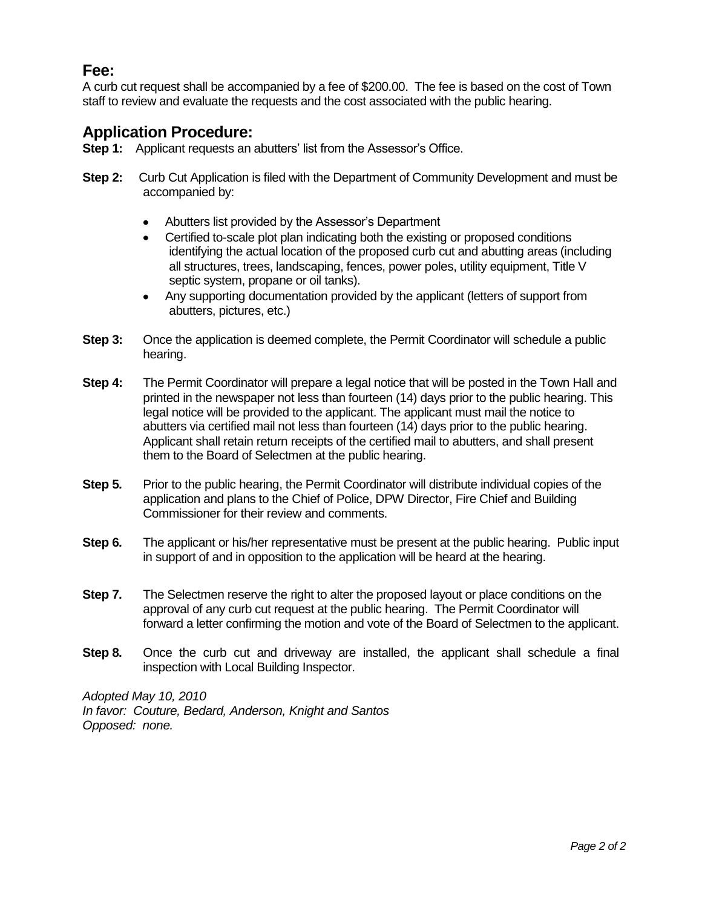## Fee:

A curb cut request shall be accompanied by a fee of $200.00. The fee is based on the cost of Town staff to review and evaluate the requests and the cost associated with the public hearing.

## Application Procedure:

**Step 1:** Applicant requests an abutters' list from the Assessor's Office.

**Step 2:** Curb Cut Application is filed with the Department of Community Development and must be accompanied by:

- Abutters list provided by the Assessor's Department
- Certified to-scale plot plan indicating both the existing or proposed conditions identifying the actual location of the proposed curb cut and abutting areas (including all structures, trees, landscaping, fences, power poles, utility equipment, Title V septic system, propane or oil tanks).
- Any supporting documentation provided by the applicant (letters of support from abutters, pictures, etc.)

**Step 3:** Once the application is deemed complete, the Permit Coordinator will schedule a public hearing.

**Step 4:** The Permit Coordinator will prepare a legal notice that will be posted in the Town Hall and printed in the newspaper not less than fourteen (14) days prior to the public hearing. This legal notice will be provided to the applicant. The applicant must mail the notice to abutters via certified mail not less than fourteen (14) days prior to the public hearing. Applicant shall retain return receipts of the certified mail to abutters, and shall present them to the Board of Selectmen at the public hearing.

**Step 5.** Prior to the public hearing, the Permit Coordinator will distribute individual copies of the application and plans to the Chief of Police, DPW Director, Fire Chief and Building Commissioner for their review and comments.

**Step 6.** The applicant or his/her representative must be present at the public hearing. Public input in support of and in opposition to the application will be heard at the hearing.

**Step 7.** The Selectmen reserve the right to alter the proposed layout or place conditions on the approval of any curb cut request at the public hearing. The Permit Coordinator will forward a letter confirming the motion and vote of the Board of Selectmen to the applicant.

**Step 8.** Once the curb cut and driveway are installed, the applicant shall schedule a final inspection with Local Building Inspector.

*Adopted May 10, 2010*
*In favor: Couture, Bedard, Anderson, Knight and Santos*
*Opposed: none.*